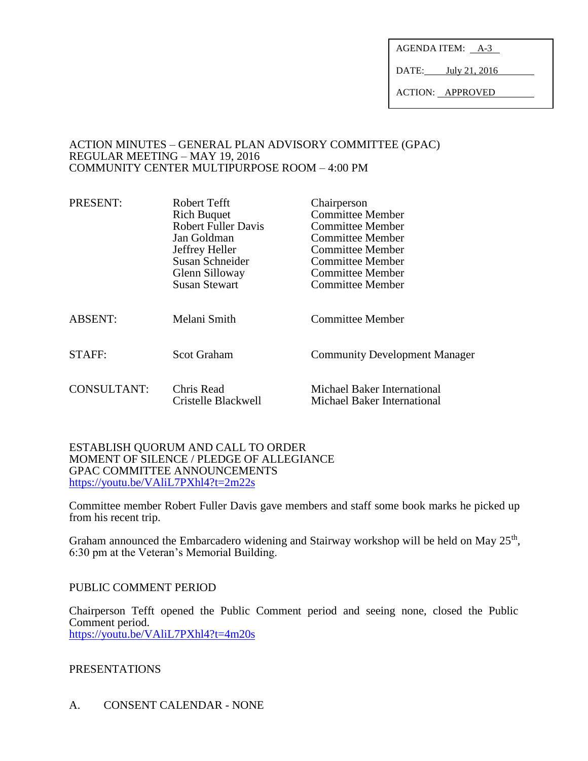AGENDA ITEM: A-3

DATE: July 21, 2016

ACTION: APPROVED

ACTION MINUTES – GENERAL PLAN ADVISORY COMMITTEE (GPAC)
REGULAR MEETING – MAY 19, 2016
COMMUNITY CENTER MULTIPURPOSE ROOM – 4:00 PM

| | | |
|---|---|---|
| PRESENT: | Robert Tefft | Chairperson |
| | Rich Buquet | Committee Member |
| | Robert Fuller Davis | Committee Member |
| | Jan Goldman | Committee Member |
| | Jeffrey Heller | Committee Member |
| | Susan Schneider | Committee Member |
| | Glenn Silloway | Committee Member |
| | Susan Stewart | Committee Member |
| ABSENT: | Melani Smith | Committee Member |
| STAFF: | Scot Graham | Community Development Manager |
| CONSULTANT: | Chris Read | Michael Baker International |
| | Cristelle Blackwell | Michael Baker International |

ESTABLISH QUORUM AND CALL TO ORDER
MOMENT OF SILENCE / PLEDGE OF ALLEGIANCE
GPAC COMMITTEE ANNOUNCEMENTS
https://youtu.be/VAliL7PXhl4?t=2m22s

Committee member Robert Fuller Davis gave members and staff some book marks he picked up from his recent trip.

Graham announced the Embarcadero widening and Stairway workshop will be held on May 25th, 6:30 pm at the Veteran's Memorial Building.

PUBLIC COMMENT PERIOD

Chairperson Tefft opened the Public Comment period and seeing none, closed the Public Comment period.
https://youtu.be/VAliL7PXhl4?t=4m20s

PRESENTATIONS

A. CONSENT CALENDAR - NONE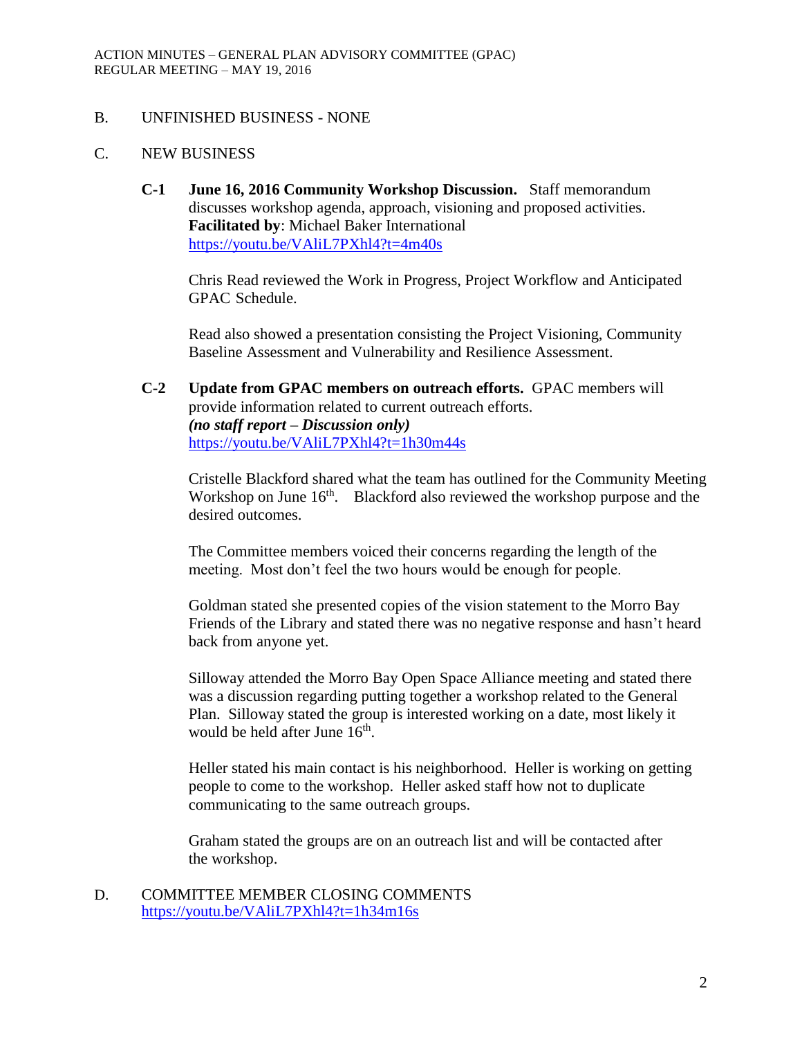## B. UNFINISHED BUSINESS - NONE

## C. NEW BUSINESS

**C-1 June 16, 2016 Community Workshop Discussion.** Staff memorandum discusses workshop agenda, approach, visioning and proposed activities.
**Facilitated by**: Michael Baker International
https://youtu.be/VAliL7PXhl4?t=4m40s

Chris Read reviewed the Work in Progress, Project Workflow and Anticipated GPAC Schedule.

Read also showed a presentation consisting the Project Visioning, Community Baseline Assessment and Vulnerability and Resilience Assessment.

**C-2 Update from GPAC members on outreach efforts.** GPAC members will provide information related to current outreach efforts.
***(no staff report – Discussion only)***
https://youtu.be/VAliL7PXhl4?t=1h30m44s

Cristelle Blackford shared what the team has outlined for the Community Meeting Workshop on June 16th. Blackford also reviewed the workshop purpose and the desired outcomes.

The Committee members voiced their concerns regarding the length of the meeting. Most don't feel the two hours would be enough for people.

Goldman stated she presented copies of the vision statement to the Morro Bay Friends of the Library and stated there was no negative response and hasn't heard back from anyone yet.

Silloway attended the Morro Bay Open Space Alliance meeting and stated there was a discussion regarding putting together a workshop related to the General Plan. Silloway stated the group is interested working on a date, most likely it would be held after June 16th.

Heller stated his main contact is his neighborhood. Heller is working on getting people to come to the workshop. Heller asked staff how not to duplicate communicating to the same outreach groups.

Graham stated the groups are on an outreach list and will be contacted after the workshop.

## D. COMMITTEE MEMBER CLOSING COMMENTS
https://youtu.be/VAliL7PXhl4?t=1h34m16s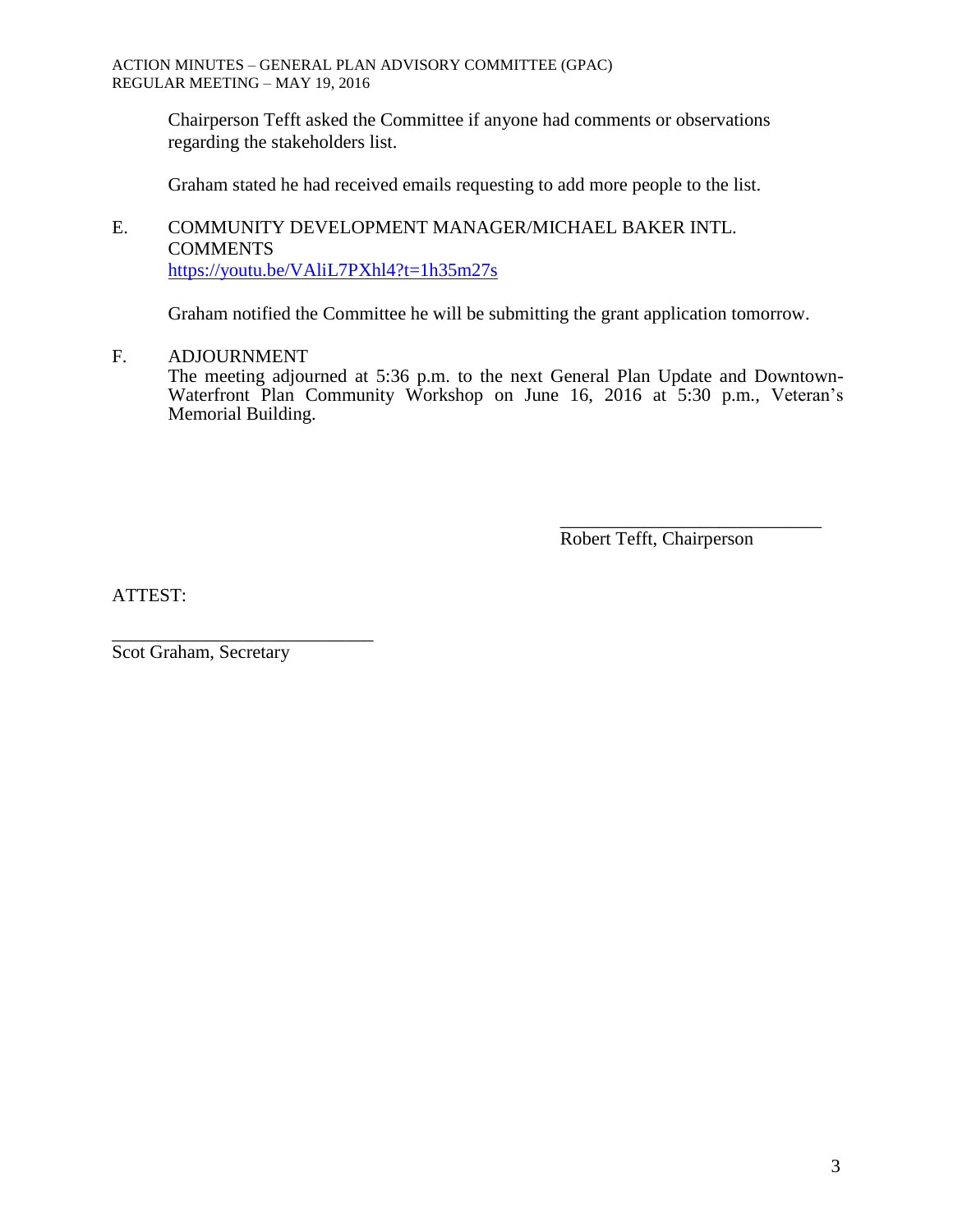Chairperson Tefft asked the Committee if anyone had comments or observations regarding the stakeholders list.

Graham stated he had received emails requesting to add more people to the list.

E. COMMUNITY DEVELOPMENT MANAGER/MICHAEL BAKER INTL. COMMENTS
[https://youtu.be/VAliL7PXhl4?t=1h35m27s](https://youtu.be/VAliL7PXhl4?t=1h35m27s)

Graham notified the Committee he will be submitting the grant application tomorrow.

F. ADJOURNMENT
The meeting adjourned at 5:36 p.m. to the next General Plan Update and Downtown-Waterfront Plan Community Workshop on June 16, 2016 at 5:30 p.m., Veteran's Memorial Building.

\_\_\_\_\_\_\_\_\_\_\_\_\_\_\_\_\_\_\_\_\_\_\_\_\_\_\_\_\_
Robert Tefft, Chairperson

ATTEST:

\_\_\_\_\_\_\_\_\_\_\_\_\_\_\_\_\_\_\_\_\_\_\_\_\_\_\_\_\_
Scot Graham, Secretary